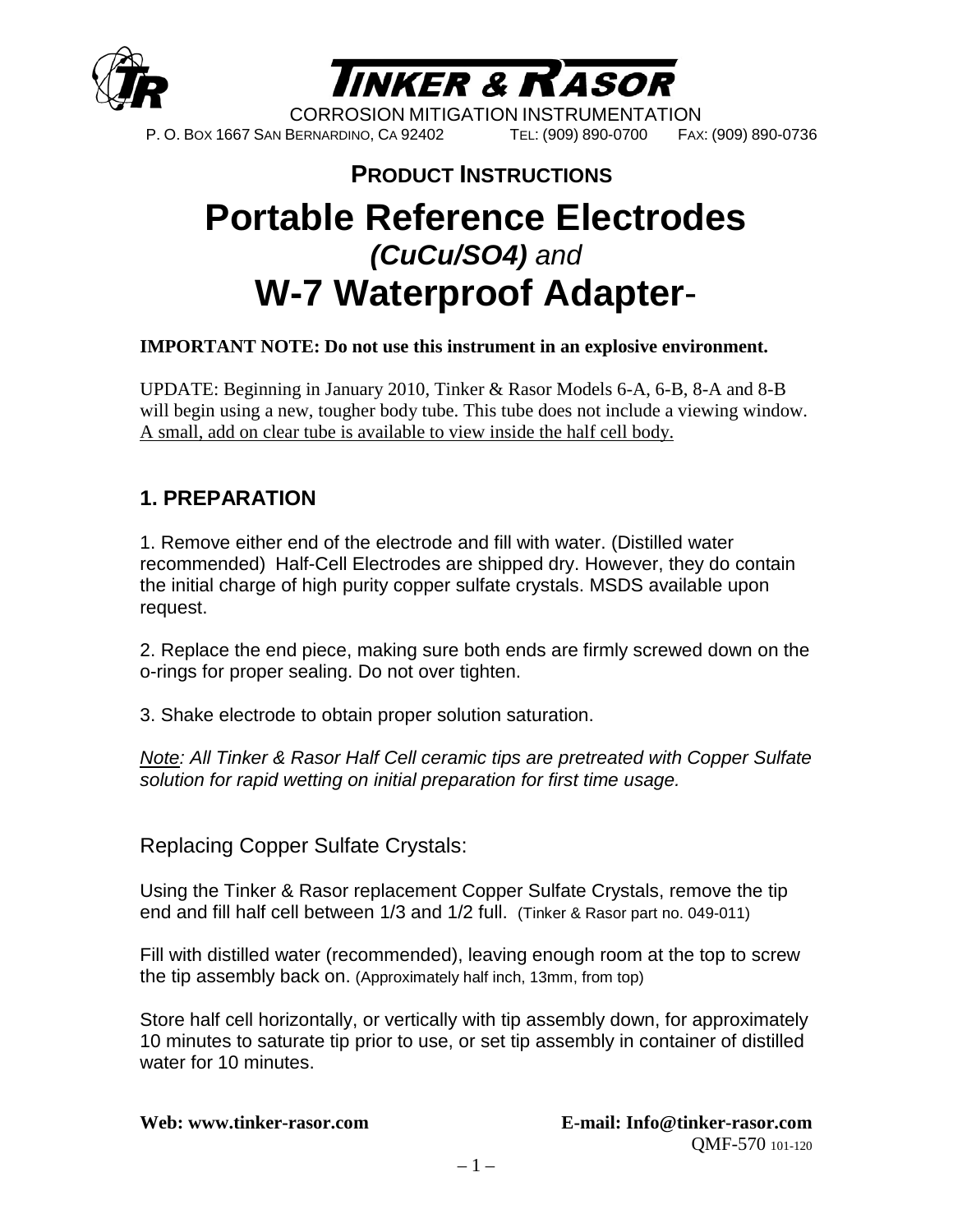# TINKER & RASOR

CORROSION MITIGATION INSTRUMENTATION

P. O. BOX 1667 SAN BERNARDINO, CA 92402  TEL: (909) 890-0700  FAX: (909) 890-0736

## PRODUCT INSTRUCTIONS

# Portable Reference Electrodes *(CuCu/SO4)* and W-7 Waterproof Adapter-

**IMPORTANT NOTE: Do not use this instrument in an explosive environment.**

UPDATE: Beginning in January 2010, Tinker & Rasor Models 6-A, 6-B, 8-A and 8-B will begin using a new, tougher body tube. This tube does not include a viewing window. A small, add on clear tube is available to view inside the half cell body.

## 1. PREPARATION

1. Remove either end of the electrode and fill with water. (Distilled water recommended) Half-Cell Electrodes are shipped dry. However, they do contain the initial charge of high purity copper sulfate crystals. MSDS available upon request.

2. Replace the end piece, making sure both ends are firmly screwed down on the o-rings for proper sealing. Do not over tighten.

3. Shake electrode to obtain proper solution saturation.

*Note: All Tinker & Rasor Half Cell ceramic tips are pretreated with Copper Sulfate solution for rapid wetting on initial preparation for first time usage.*

### Replacing Copper Sulfate Crystals:

Using the Tinker & Rasor replacement Copper Sulfate Crystals, remove the tip end and fill half cell between 1/3 and 1/2 full. (Tinker & Rasor part no. 049-011)

Fill with distilled water (recommended), leaving enough room at the top to screw the tip assembly back on. (Approximately half inch, 13mm, from top)

Store half cell horizontally, or vertically with tip assembly down, for approximately 10 minutes to saturate tip prior to use, or set tip assembly in container of distilled water for 10 minutes.

**Web: www.tinker-rasor.com**  **E-mail: Info@tinker-rasor.com**

QMF-570 101-120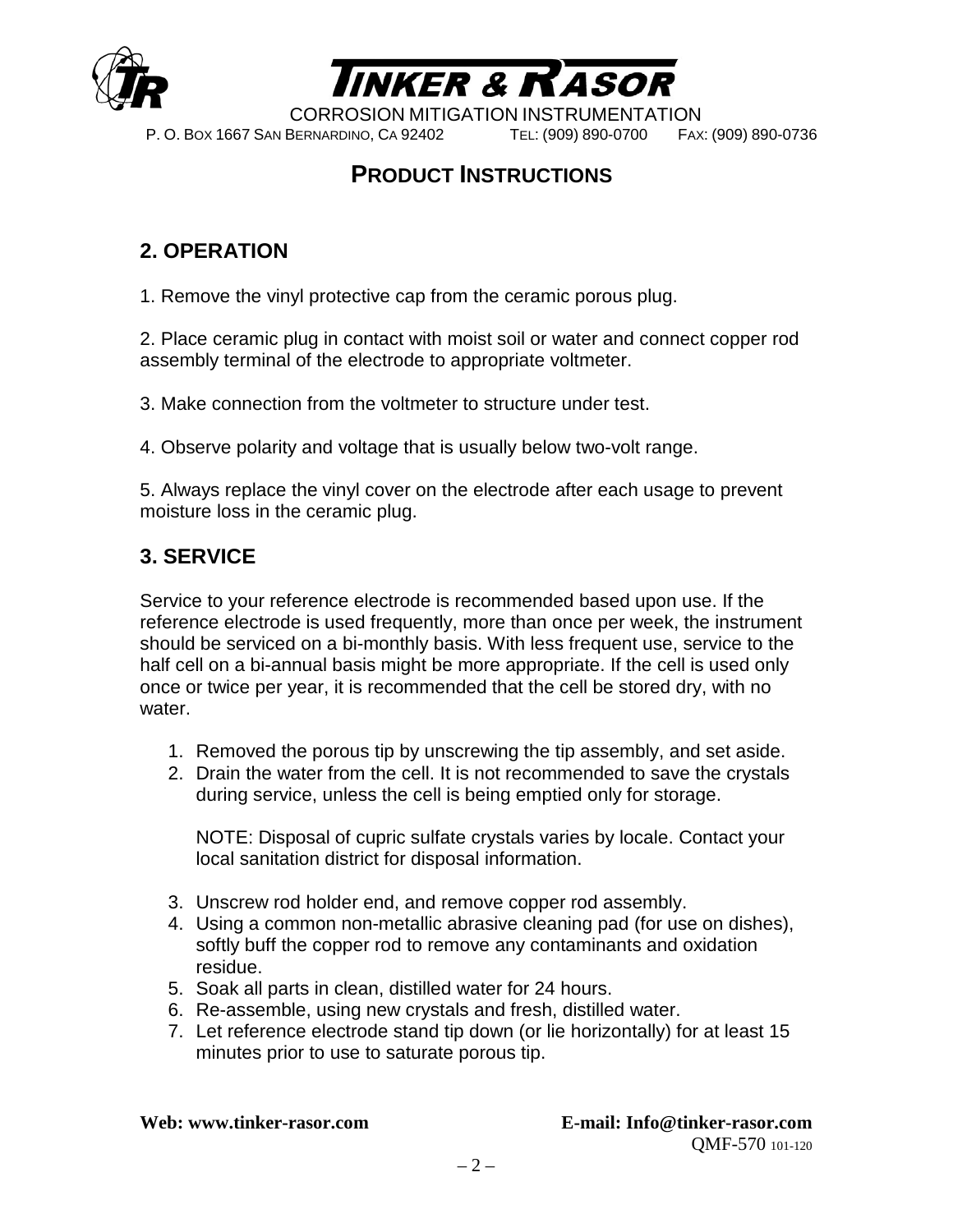# PRODUCT INSTRUCTIONS

## 2. OPERATION

1. Remove the vinyl protective cap from the ceramic porous plug.

2. Place ceramic plug in contact with moist soil or water and connect copper rod assembly terminal of the electrode to appropriate voltmeter.

3. Make connection from the voltmeter to structure under test.

4. Observe polarity and voltage that is usually below two-volt range.

5. Always replace the vinyl cover on the electrode after each usage to prevent moisture loss in the ceramic plug.

## 3. SERVICE

Service to your reference electrode is recommended based upon use. If the reference electrode is used frequently, more than once per week, the instrument should be serviced on a bi-monthly basis. With less frequent use, service to the half cell on a bi-annual basis might be more appropriate. If the cell is used only once or twice per year, it is recommended that the cell be stored dry, with no water.

1. Removed the porous tip by unscrewing the tip assembly, and set aside.
2. Drain the water from the cell. It is not recommended to save the crystals during service, unless the cell is being emptied only for storage.

   NOTE: Disposal of cupric sulfate crystals varies by locale. Contact your local sanitation district for disposal information.

3. Unscrew rod holder end, and remove copper rod assembly.
4. Using a common non-metallic abrasive cleaning pad (for use on dishes), softly buff the copper rod to remove any contaminants and oxidation residue.
5. Soak all parts in clean, distilled water for 24 hours.
6. Re-assemble, using new crystals and fresh, distilled water.
7. Let reference electrode stand tip down (or lie horizontally) for at least 15 minutes prior to use to saturate porous tip.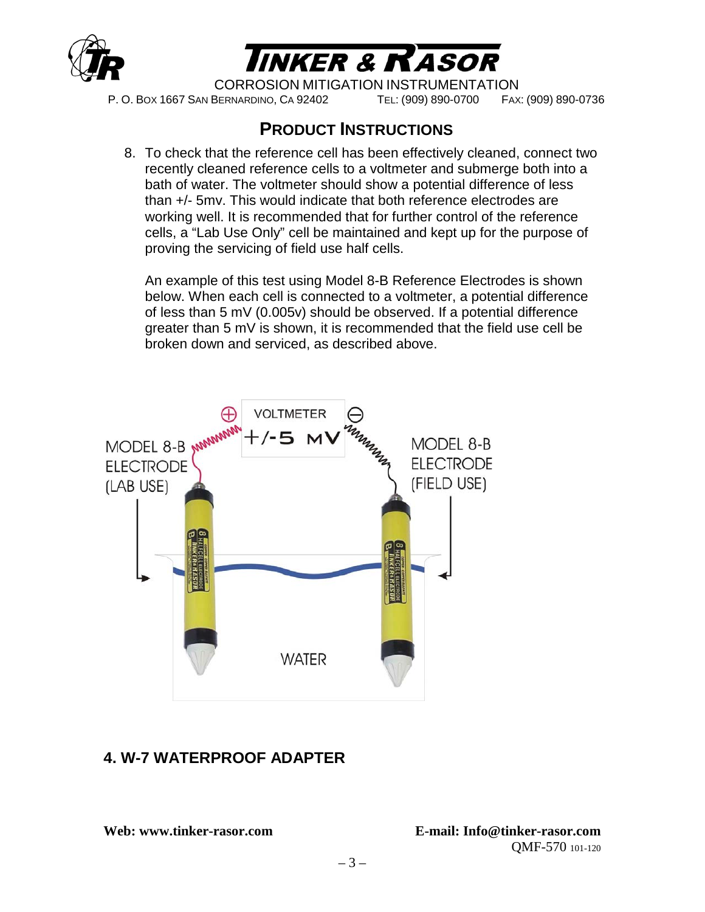## PRODUCT INSTRUCTIONS

8. To check that the reference cell has been effectively cleaned, connect two recently cleaned reference cells to a voltmeter and submerge both into a bath of water. The voltmeter should show a potential difference of less than +/- 5mv. This would indicate that both reference electrodes are working well. It is recommended that for further control of the reference cells, a "Lab Use Only" cell be maintained and kept up for the purpose of proving the servicing of field use half cells.

   An example of this test using Model 8-B Reference Electrodes is shown below. When each cell is connected to a voltmeter, a potential difference of less than 5 mV (0.005v) should be observed. If a potential difference greater than 5 mV is shown, it is recommended that the field use cell be broken down and serviced, as described above.

## 4. W-7 WATERPROOF ADAPTER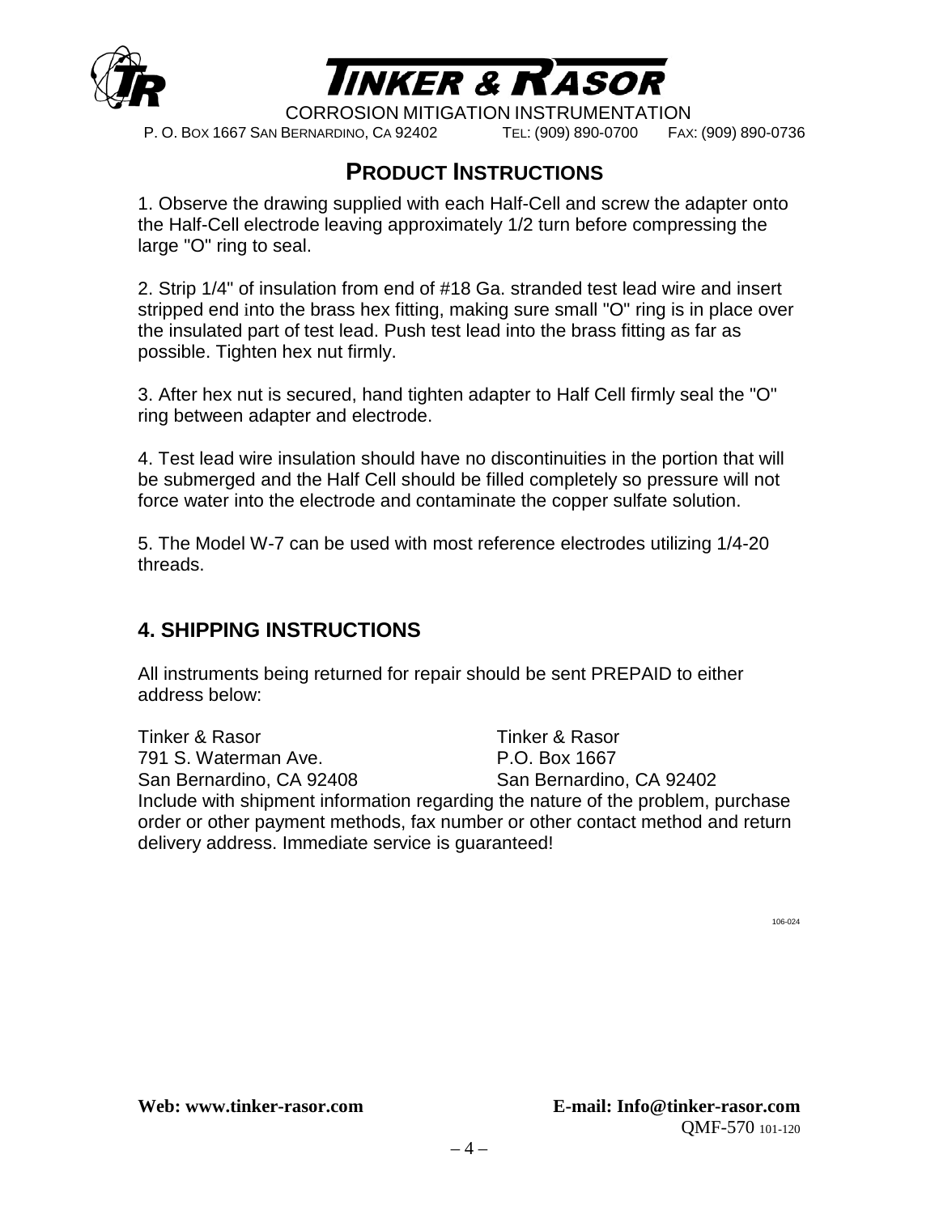## PRODUCT INSTRUCTIONS

1. Observe the drawing supplied with each Half-Cell and screw the adapter onto the Half-Cell electrode leaving approximately 1/2 turn before compressing the large "O" ring to seal.

2. Strip 1/4" of insulation from end of #18 Ga. stranded test lead wire and insert stripped end into the brass hex fitting, making sure small "O" ring is in place over the insulated part of test lead. Push test lead into the brass fitting as far as possible. Tighten hex nut firmly.

3. After hex nut is secured, hand tighten adapter to Half Cell firmly seal the "O" ring between adapter and electrode.

4. Test lead wire insulation should have no discontinuities in the portion that will be submerged and the Half Cell should be filled completely so pressure will not force water into the electrode and contaminate the copper sulfate solution.

5. The Model W-7 can be used with most reference electrodes utilizing 1/4-20 threads.

## 4. SHIPPING INSTRUCTIONS

All instruments being returned for repair should be sent PREPAID to either address below:

Tinker & Rasor
791 S. Waterman Ave.
San Bernardino, CA 92408

Tinker & Rasor
P.O. Box 1667
San Bernardino, CA 92402

Include with shipment information regarding the nature of the problem, purchase order or other payment methods, fax number or other contact method and return delivery address. Immediate service is guaranteed!

106-024